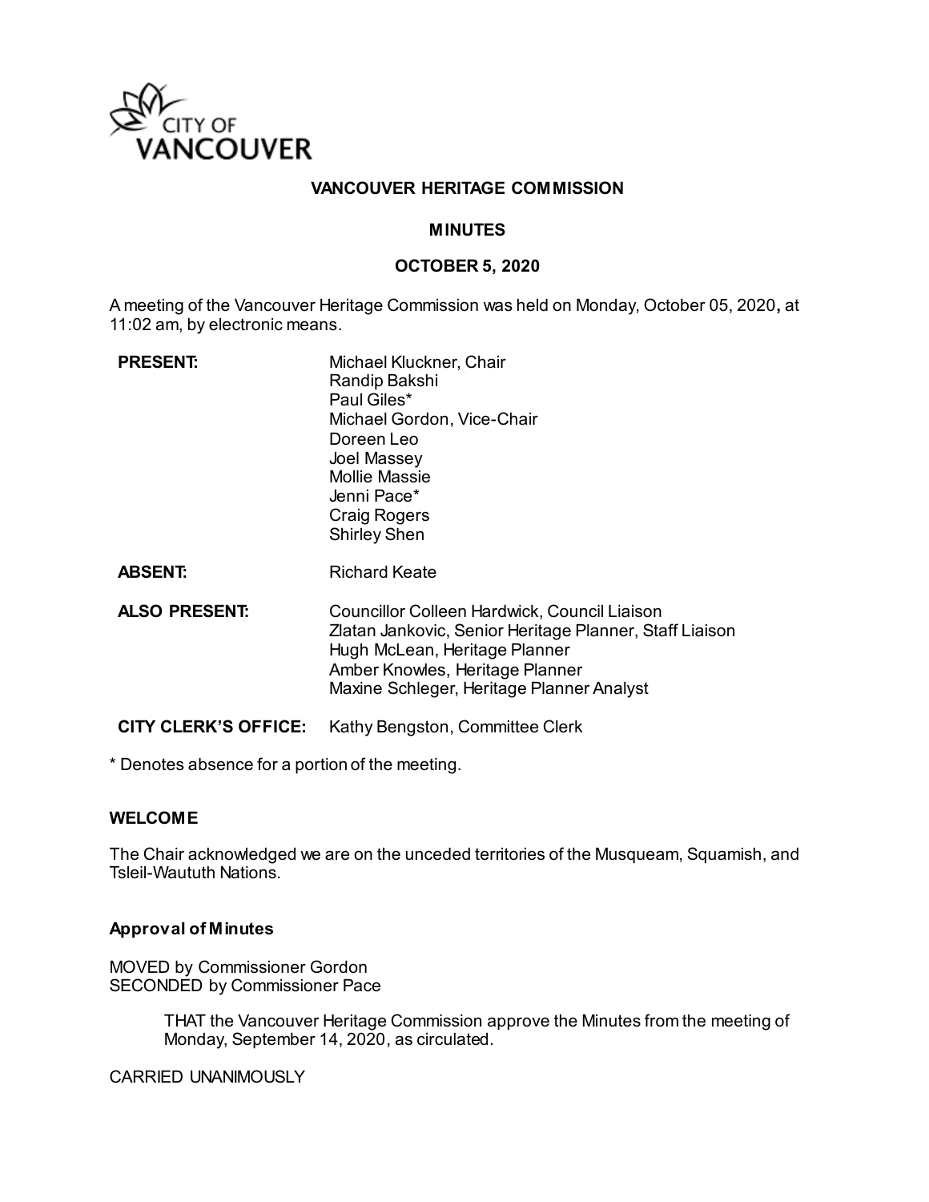# VANCOUVER HERITAGE COMMISSION

## MINUTES

## OCTOBER 5, 2020

A meeting of the Vancouver Heritage Commission was held on Monday, October 05, 2020**,** at 11:02 am, by electronic means.

| | |
|---|---|
| **PRESENT:** | Michael Kluckner, Chair<br>Randip Bakshi<br>Paul Giles*<br>Michael Gordon, Vice-Chair<br>Doreen Leo<br>Joel Massey<br>Mollie Massie<br>Jenni Pace*<br>Craig Rogers<br>Shirley Shen |
| **ABSENT:** | Richard Keate |
| **ALSO PRESENT:** | Councillor Colleen Hardwick, Council Liaison<br>Zlatan Jankovic, Senior Heritage Planner, Staff Liaison<br>Hugh McLean, Heritage Planner<br>Amber Knowles, Heritage Planner<br>Maxine Schleger, Heritage Planner Analyst |
| **CITY CLERK'S OFFICE:** | Kathy Bengston, Committee Clerk |

* Denotes absence for a portion of the meeting.

### WELCOME

The Chair acknowledged we are on the unceded territories of the Musqueam, Squamish, and Tsleil-Waututh Nations.

### Approval of Minutes

MOVED by Commissioner Gordon
SECONDED by Commissioner Pace

> THAT the Vancouver Heritage Commission approve the Minutes from the meeting of Monday, September 14, 2020, as circulated.

CARRIED UNANIMOUSLY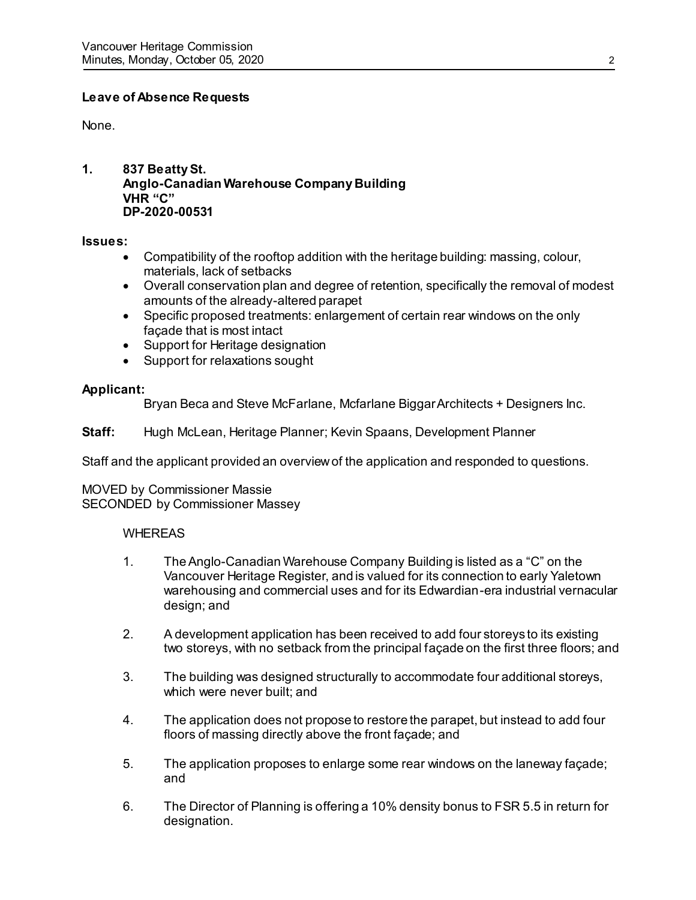**Leave of Absence Requests**

None.

**1. 837 Beatty St.**
**Anglo-Canadian Warehouse Company Building**
**VHR "C"**
**DP-2020-00531**

**Issues:**

- Compatibility of the rooftop addition with the heritage building: massing, colour, materials, lack of setbacks
- Overall conservation plan and degree of retention, specifically the removal of modest amounts of the already-altered parapet
- Specific proposed treatments: enlargement of certain rear windows on the only façade that is most intact
- Support for Heritage designation
- Support for relaxations sought

**Applicant:**
Bryan Beca and Steve McFarlane, Mcfarlane Biggar Architects + Designers Inc.

**Staff:** Hugh McLean, Heritage Planner; Kevin Spaans, Development Planner

Staff and the applicant provided an overview of the application and responded to questions.

MOVED by Commissioner Massie
SECONDED by Commissioner Massey

WHEREAS

1. The Anglo-Canadian Warehouse Company Building is listed as a "C" on the Vancouver Heritage Register, and is valued for its connection to early Yaletown warehousing and commercial uses and for its Edwardian-era industrial vernacular design; and

2. A development application has been received to add four storeys to its existing two storeys, with no setback from the principal façade on the first three floors; and

3. The building was designed structurally to accommodate four additional storeys, which were never built; and

4. The application does not propose to restore the parapet, but instead to add four floors of massing directly above the front façade; and

5. The application proposes to enlarge some rear windows on the laneway façade; and

6. The Director of Planning is offering a 10% density bonus to FSR 5.5 in return for designation.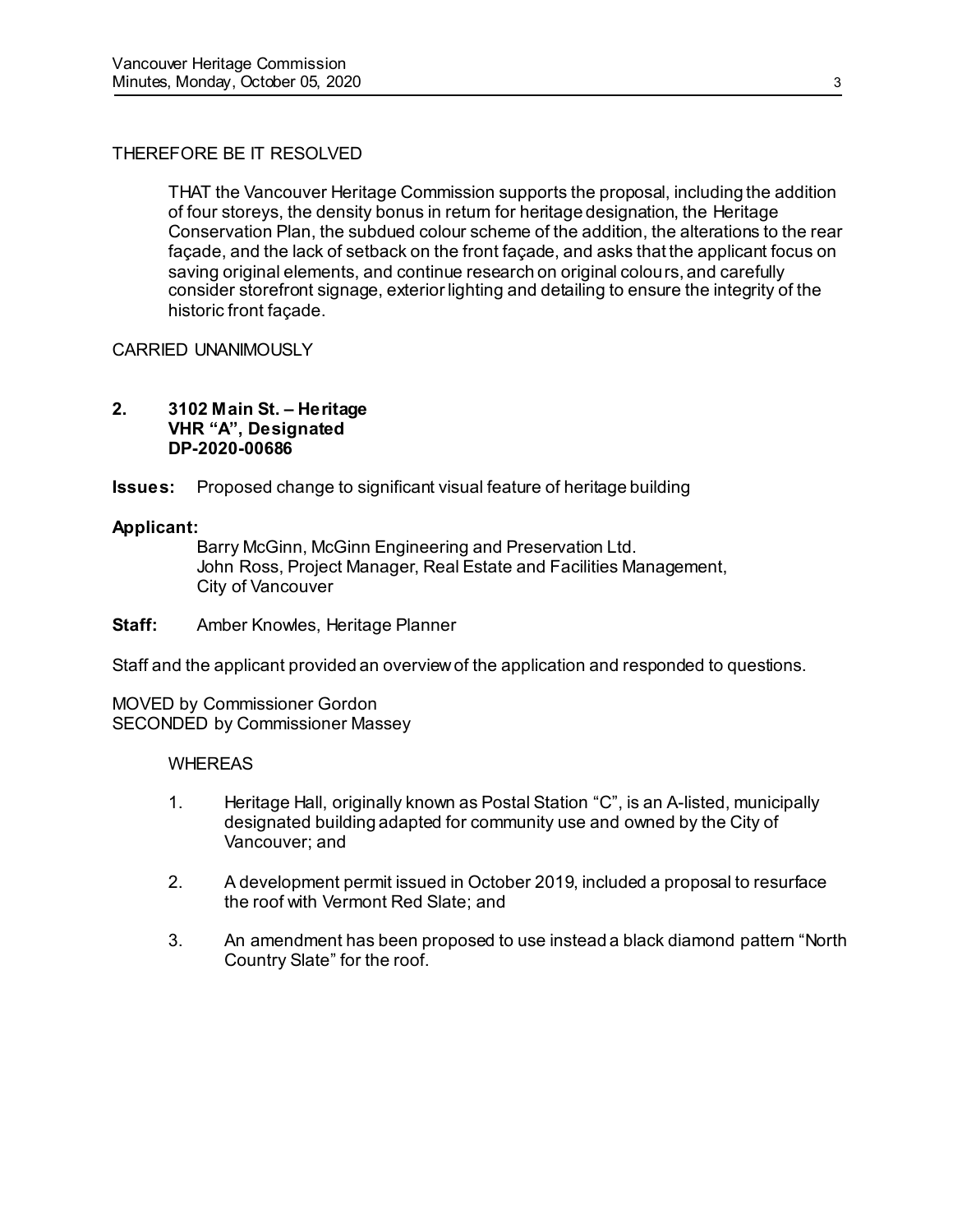THEREFORE BE IT RESOLVED

THAT the Vancouver Heritage Commission supports the proposal, including the addition of four storeys, the density bonus in return for heritage designation, the Heritage Conservation Plan, the subdued colour scheme of the addition, the alterations to the rear façade, and the lack of setback on the front façade, and asks that the applicant focus on saving original elements, and continue research on original colours, and carefully consider storefront signage, exterior lighting and detailing to ensure the integrity of the historic front façade.

CARRIED UNANIMOUSLY

**2. 3102 Main St. – Heritage**
**VHR "A", Designated**
**DP-2020-00686**

**Issues:** Proposed change to significant visual feature of heritage building

**Applicant:**
Barry McGinn, McGinn Engineering and Preservation Ltd.
John Ross, Project Manager, Real Estate and Facilities Management, City of Vancouver

**Staff:** Amber Knowles, Heritage Planner

Staff and the applicant provided an overview of the application and responded to questions.

MOVED by Commissioner Gordon
SECONDED by Commissioner Massey

WHEREAS

1. Heritage Hall, originally known as Postal Station "C", is an A-listed, municipally designated building adapted for community use and owned by the City of Vancouver; and
2. A development permit issued in October 2019, included a proposal to resurface the roof with Vermont Red Slate; and
3. An amendment has been proposed to use instead a black diamond pattern "North Country Slate" for the roof.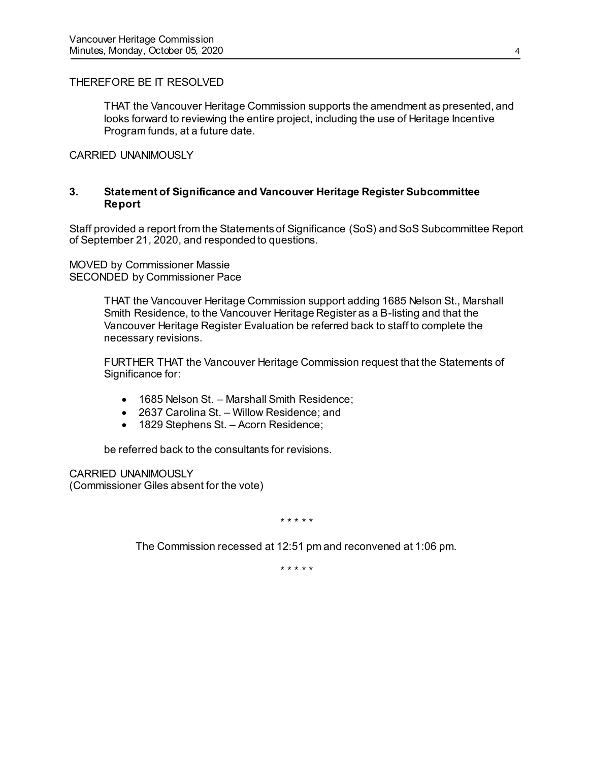THEREFORE BE IT RESOLVED

> THAT the Vancouver Heritage Commission supports the amendment as presented, and looks forward to reviewing the entire project, including the use of Heritage Incentive Program funds, at a future date.

CARRIED UNANIMOUSLY

### 3. Statement of Significance and Vancouver Heritage Register Subcommittee Report

Staff provided a report from the Statements of Significance (SoS) and SoS Subcommittee Report of September 21, 2020, and responded to questions.

MOVED by Commissioner Massie
SECONDED by Commissioner Pace

> THAT the Vancouver Heritage Commission support adding 1685 Nelson St., Marshall Smith Residence, to the Vancouver Heritage Register as a B-listing and that the Vancouver Heritage Register Evaluation be referred back to staff to complete the necessary revisions.
>
> FURTHER THAT the Vancouver Heritage Commission request that the Statements of Significance for:
>
> - 1685 Nelson St. – Marshall Smith Residence;
> - 2637 Carolina St. – Willow Residence; and
> - 1829 Stephens St. – Acorn Residence;
>
> be referred back to the consultants for revisions.

CARRIED UNANIMOUSLY
(Commissioner Giles absent for the vote)

\* \* \* \* \*

The Commission recessed at 12:51 pm and reconvened at 1:06 pm.

\* \* \* \* \*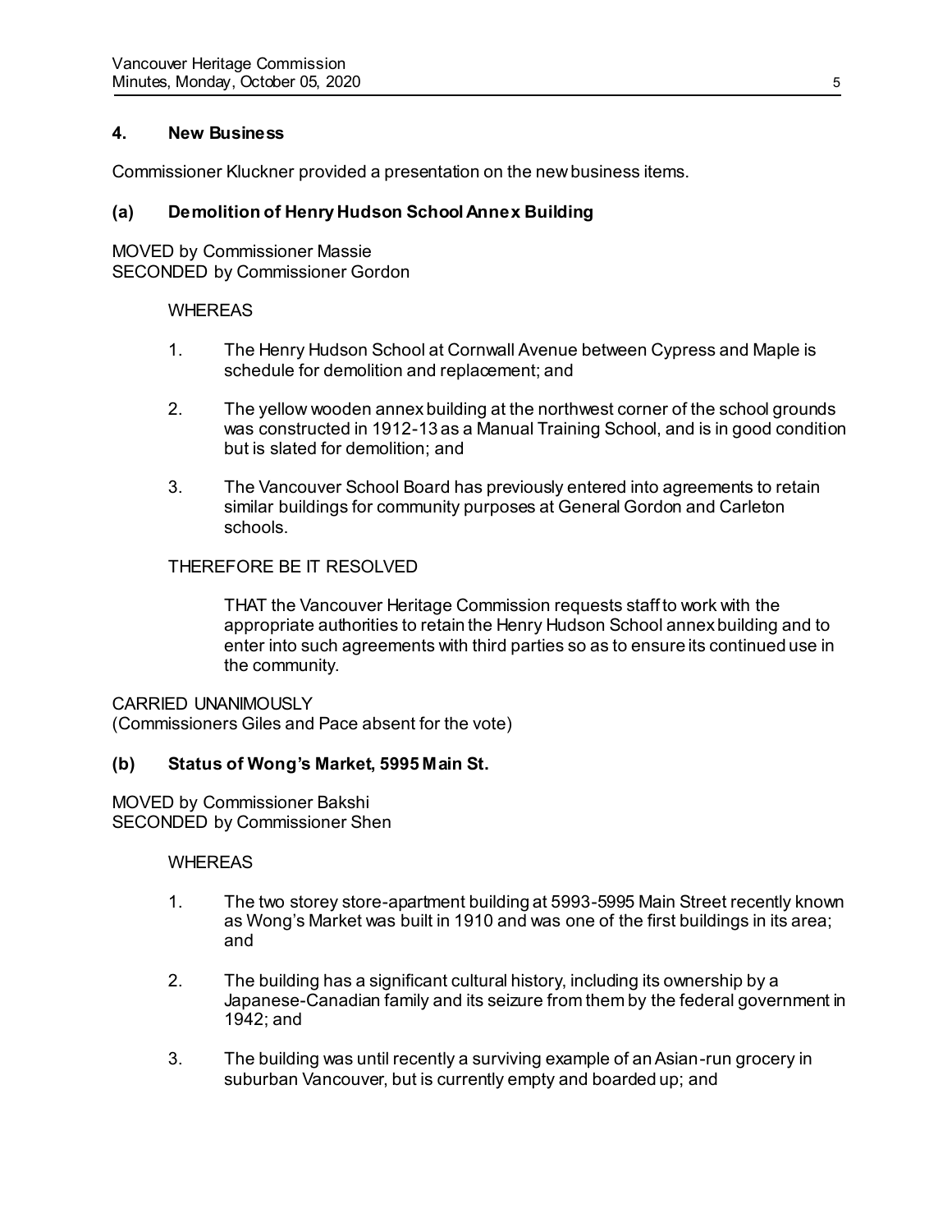## 4. New Business

Commissioner Kluckner provided a presentation on the new business items.

### (a) Demolition of Henry Hudson School Annex Building

MOVED by Commissioner Massie
SECONDED by Commissioner Gordon

WHEREAS

1. The Henry Hudson School at Cornwall Avenue between Cypress and Maple is schedule for demolition and replacement; and

2. The yellow wooden annex building at the northwest corner of the school grounds was constructed in 1912-13 as a Manual Training School, and is in good condition but is slated for demolition; and

3. The Vancouver School Board has previously entered into agreements to retain similar buildings for community purposes at General Gordon and Carleton schools.

THEREFORE BE IT RESOLVED

> THAT the Vancouver Heritage Commission requests staff to work with the appropriate authorities to retain the Henry Hudson School annex building and to enter into such agreements with third parties so as to ensure its continued use in the community.

CARRIED UNANIMOUSLY
(Commissioners Giles and Pace absent for the vote)

### (b) Status of Wong's Market, 5995 Main St.

MOVED by Commissioner Bakshi
SECONDED by Commissioner Shen

WHEREAS

1. The two storey store-apartment building at 5993-5995 Main Street recently known as Wong's Market was built in 1910 and was one of the first buildings in its area; and

2. The building has a significant cultural history, including its ownership by a Japanese-Canadian family and its seizure from them by the federal government in 1942; and

3. The building was until recently a surviving example of an Asian-run grocery in suburban Vancouver, but is currently empty and boarded up; and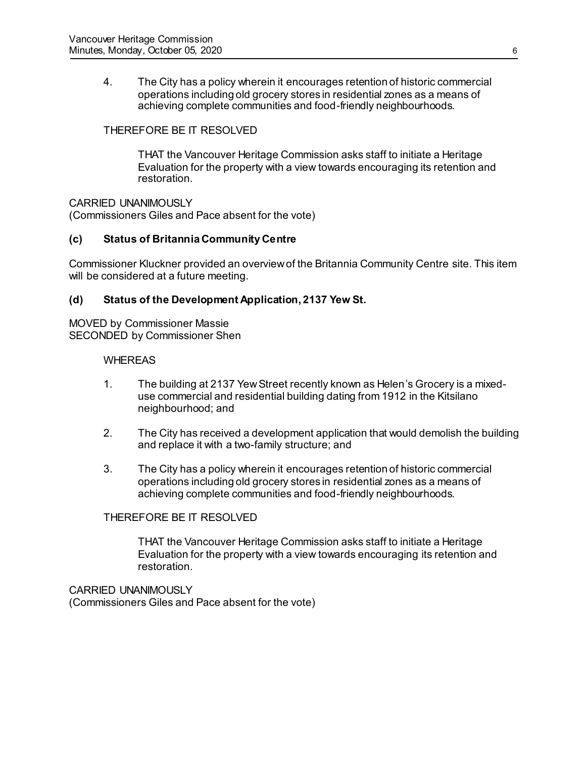4. The City has a policy wherein it encourages retention of historic commercial operations including old grocery stores in residential zones as a means of achieving complete communities and food-friendly neighbourhoods.

THEREFORE BE IT RESOLVED

THAT the Vancouver Heritage Commission asks staff to initiate a Heritage Evaluation for the property with a view towards encouraging its retention and restoration.

CARRIED UNANIMOUSLY
(Commissioners Giles and Pace absent for the vote)

### (c) Status of Britannia Community Centre

Commissioner Kluckner provided an overview of the Britannia Community Centre site. This item will be considered at a future meeting.

### (d) Status of the Development Application, 2137 Yew St.

MOVED by Commissioner Massie
SECONDED by Commissioner Shen

WHEREAS

1. The building at 2137 Yew Street recently known as Helen's Grocery is a mixed-use commercial and residential building dating from 1912 in the Kitsilano neighbourhood; and

2. The City has received a development application that would demolish the building and replace it with a two-family structure; and

3. The City has a policy wherein it encourages retention of historic commercial operations including old grocery stores in residential zones as a means of achieving complete communities and food-friendly neighbourhoods.

THEREFORE BE IT RESOLVED

THAT the Vancouver Heritage Commission asks staff to initiate a Heritage Evaluation for the property with a view towards encouraging its retention and restoration.

CARRIED UNANIMOUSLY
(Commissioners Giles and Pace absent for the vote)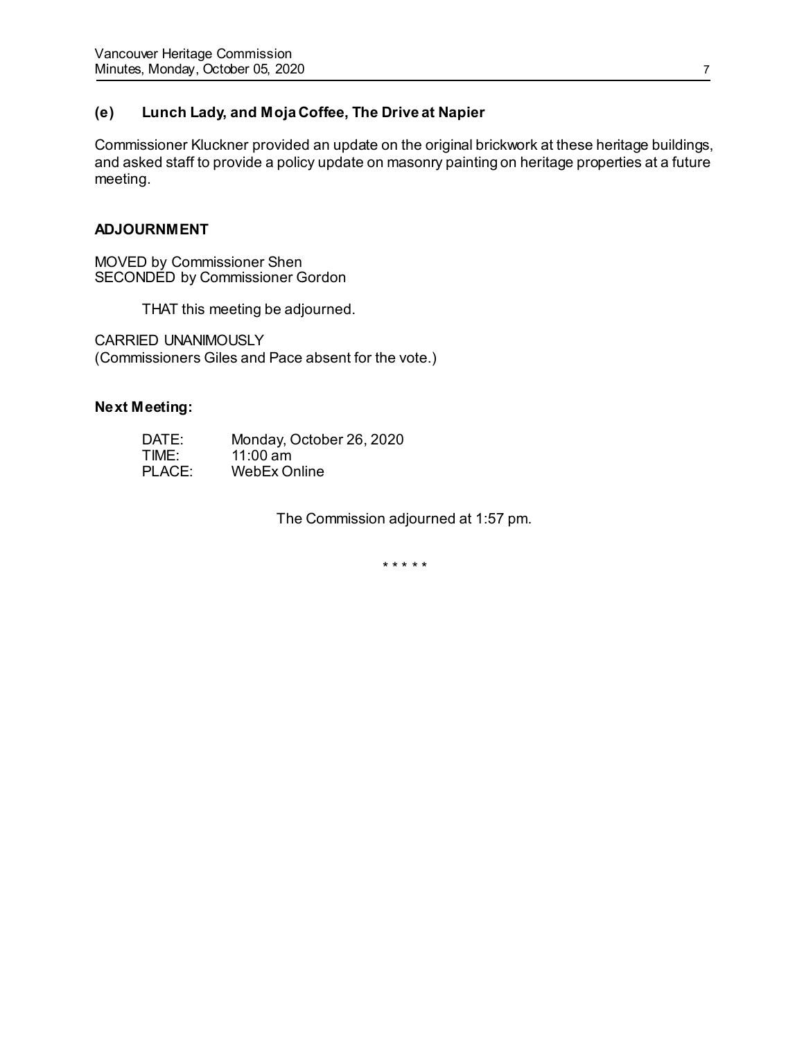### (e) Lunch Lady, and Moja Coffee, The Drive at Napier

Commissioner Kluckner provided an update on the original brickwork at these heritage buildings, and asked staff to provide a policy update on masonry painting on heritage properties at a future meeting.

**ADJOURNMENT**

MOVED by Commissioner Shen
SECONDED by Commissioner Gordon

THAT this meeting be adjourned.

CARRIED UNANIMOUSLY
(Commissioners Giles and Pace absent for the vote.)

**Next Meeting:**

DATE: Monday, October 26, 2020
TIME: 11:00 am
PLACE: WebEx Online

The Commission adjourned at 1:57 pm.

* * * * *